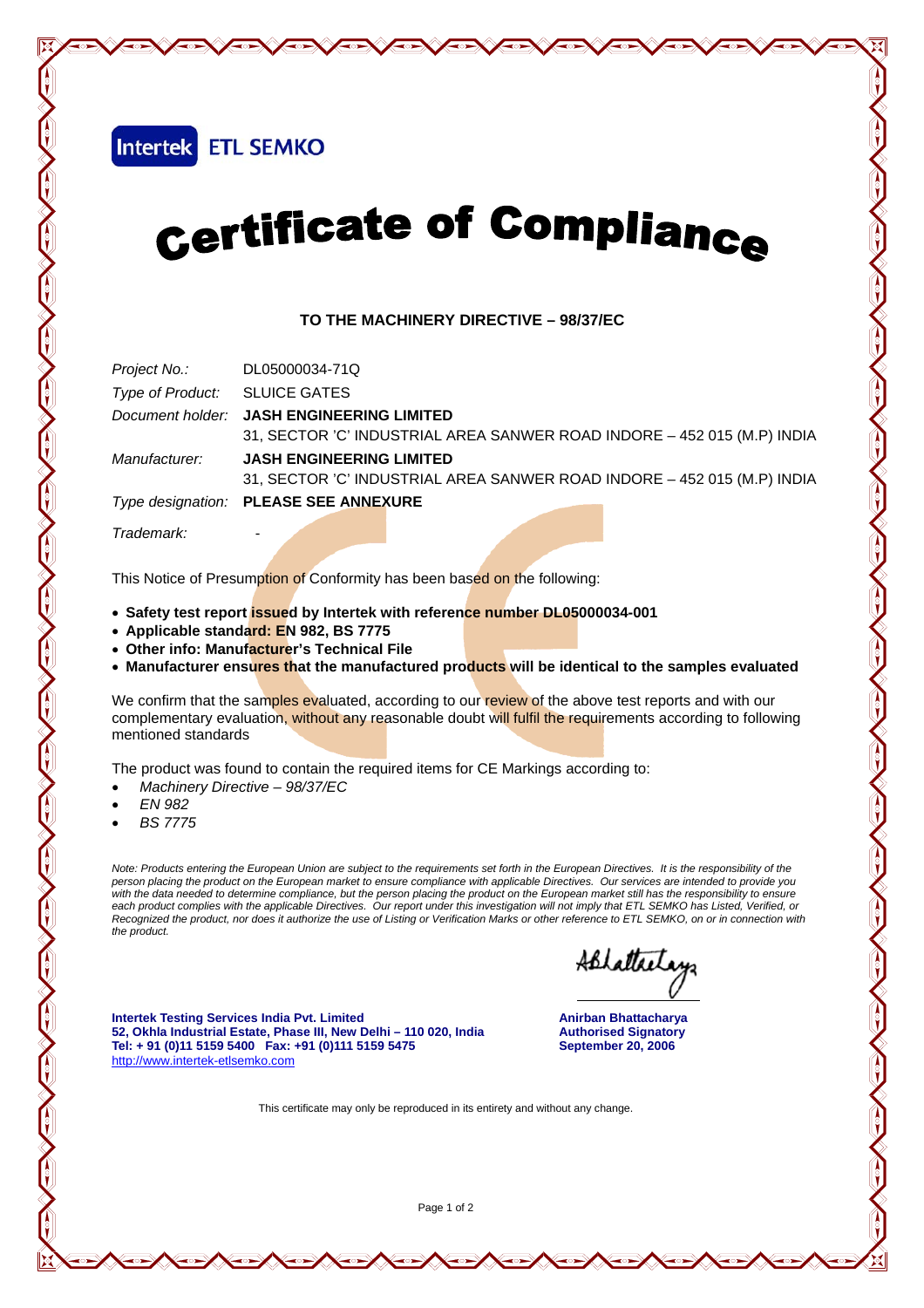Intertek ETL SEMKO

# Certificate of Compliance

### TO THE MACHINERY DIRECTIVE – 98/37/EC

| | |
|---|---|
| *Project No.:* | DL05000034-71Q |
| *Type of Product:* | SLUICE GATES |
| *Document holder:* | **JASH ENGINEERING LIMITED**<br>31, SECTOR 'C' INDUSTRIAL AREA SANWER ROAD INDORE – 452 015 (M.P) INDIA |
| *Manufacturer:* | **JASH ENGINEERING LIMITED**<br>31, SECTOR 'C' INDUSTRIAL AREA SANWER ROAD INDORE – 452 015 (M.P) INDIA |
| *Type designation:* | **PLEASE SEE ANNEXURE** |
| *Trademark:* | - |

This Notice of Presumption of Conformity has been based on the following:

- **Safety test report issued by Intertek with reference number DL05000034-001**
- **Applicable standard: EN 982, BS 7775**
- **Other info: Manufacturer's Technical File**
- **Manufacturer ensures that the manufactured products will be identical to the samples evaluated**

We confirm that the samples evaluated, according to our review of the above test reports and with our complementary evaluation, without any reasonable doubt will fulfil the requirements according to following mentioned standards

The product was found to contain the required items for CE Markings according to:

- *Machinery Directive – 98/37/EC*
- *EN 982*
- *BS 7775*

*Note: Products entering the European Union are subject to the requirements set forth in the European Directives. It is the responsibility of the person placing the product on the European market to ensure compliance with applicable Directives. Our services are intended to provide you with the data needed to determine compliance, but the person placing the product on the European market still has the responsibility to ensure each product complies with the applicable Directives. Our report under this investigation will not imply that ETL SEMKO has Listed, Verified, or Recognized the product, nor does it authorize the use of Listing or Verification Marks or other reference to ETL SEMKO, on or in connection with the product.*

**Intertek Testing Services India Pvt. Limited**
**52, Okhla Industrial Estate, Phase III, New Delhi – 110 020, India**
**Tel: + 91 (0)11 5159 5400 Fax: +91 (0)111 5159 5475**
http://www.intertek-etlsemko.com

**Anirban Bhattacharya**
**Authorised Signatory**
**September 20, 2006**

This certificate may only be reproduced in its entirety and without any change.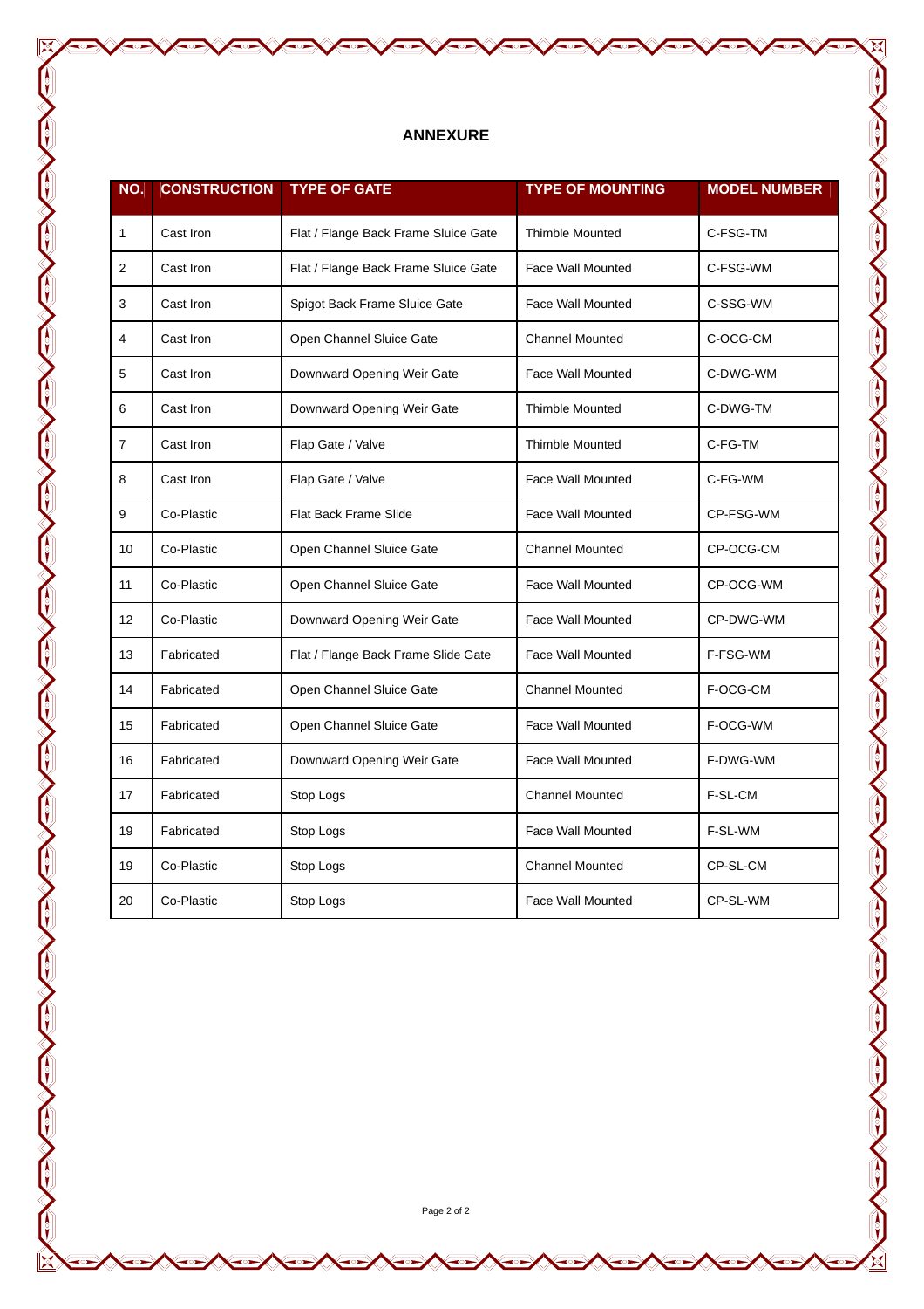# ANNEXURE

| NO. | CONSTRUCTION | TYPE OF GATE | TYPE OF MOUNTING | MODEL NUMBER |
|---|---|---|---|---|
| 1 | Cast Iron | Flat / Flange Back Frame Sluice Gate | Thimble Mounted | C-FSG-TM |
| 2 | Cast Iron | Flat / Flange Back Frame Sluice Gate | Face Wall Mounted | C-FSG-WM |
| 3 | Cast Iron | Spigot Back Frame Sluice Gate | Face Wall Mounted | C-SSG-WM |
| 4 | Cast Iron | Open Channel Sluice Gate | Channel Mounted | C-OCG-CM |
| 5 | Cast Iron | Downward Opening Weir Gate | Face Wall Mounted | C-DWG-WM |
| 6 | Cast Iron | Downward Opening Weir Gate | Thimble Mounted | C-DWG-TM |
| 7 | Cast Iron | Flap Gate / Valve | Thimble Mounted | C-FG-TM |
| 8 | Cast Iron | Flap Gate / Valve | Face Wall Mounted | C-FG-WM |
| 9 | Co-Plastic | Flat Back Frame Slide | Face Wall Mounted | CP-FSG-WM |
| 10 | Co-Plastic | Open Channel Sluice Gate | Channel Mounted | CP-OCG-CM |
| 11 | Co-Plastic | Open Channel Sluice Gate | Face Wall Mounted | CP-OCG-WM |
| 12 | Co-Plastic | Downward Opening Weir Gate | Face Wall Mounted | CP-DWG-WM |
| 13 | Fabricated | Flat / Flange Back Frame Slide Gate | Face Wall Mounted | F-FSG-WM |
| 14 | Fabricated | Open Channel Sluice Gate | Channel Mounted | F-OCG-CM |
| 15 | Fabricated | Open Channel Sluice Gate | Face Wall Mounted | F-OCG-WM |
| 16 | Fabricated | Downward Opening Weir Gate | Face Wall Mounted | F-DWG-WM |
| 17 | Fabricated | Stop Logs | Channel Mounted | F-SL-CM |
| 19 | Fabricated | Stop Logs | Face Wall Mounted | F-SL-WM |
| 19 | Co-Plastic | Stop Logs | Channel Mounted | CP-SL-CM |
| 20 | Co-Plastic | Stop Logs | Face Wall Mounted | CP-SL-WM |